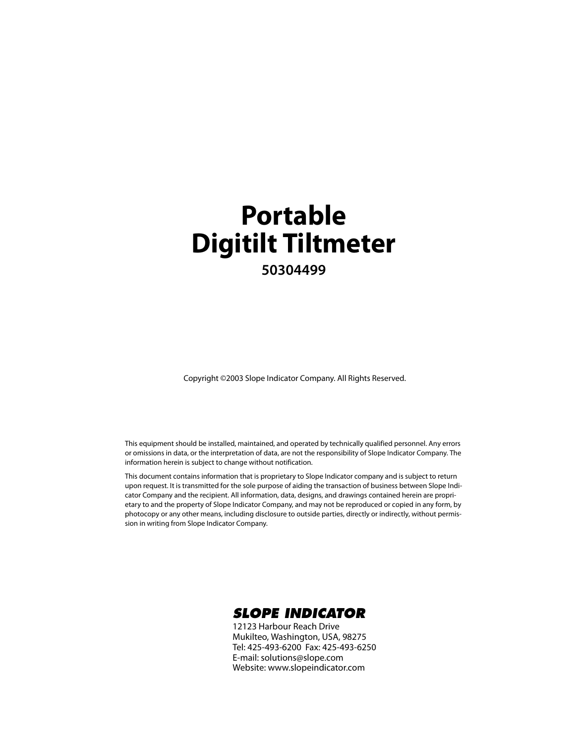# Portable Digitilt Tiltmeter

**50304499**

Copyright ©2003 Slope Indicator Company. All Rights Reserved.

This equipment should be installed, maintained, and operated by technically qualified personnel. Any errors or omissions in data, or the interpretation of data, are not the responsibility of Slope Indicator Company. The information herein is subject to change without notification.

This document contains information that is proprietary to Slope Indicator company and is subject to return upon request. It is transmitted for the sole purpose of aiding the transaction of business between Slope Indicator Company and the recipient. All information, data, designs, and drawings contained herein are proprietary to and the property of Slope Indicator Company, and may not be reproduced or copied in any form, by photocopy or any other means, including disclosure to outside parties, directly or indirectly, without permission in writing from Slope Indicator Company.

**SLOPE INDICATOR**

12123 Harbour Reach Drive
Mukilteo, Washington, USA, 98275
Tel: 425-493-6200 Fax: 425-493-6250
E-mail: solutions@slope.com
Website: www.slopeindicator.com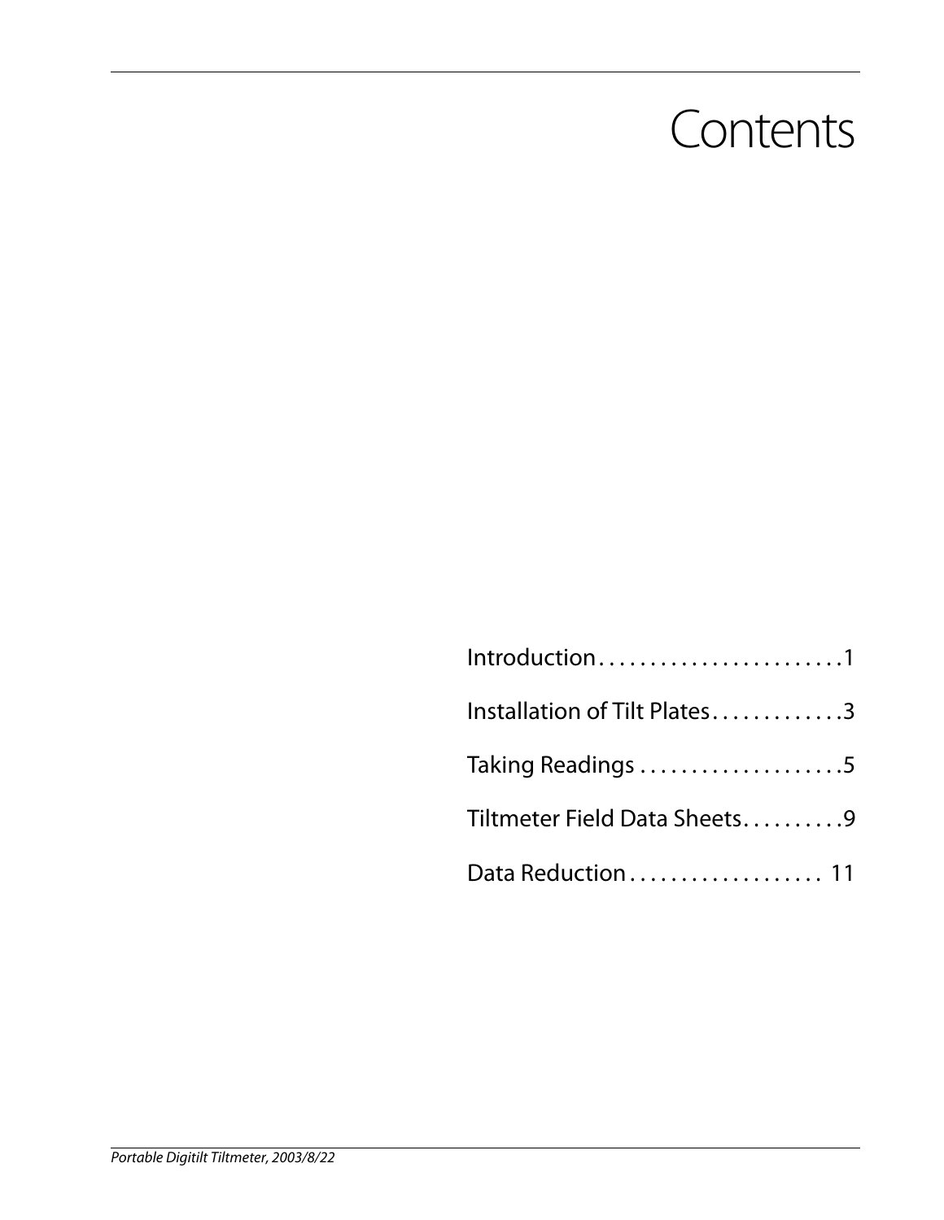# Contents

Introduction........................1

Installation of Tilt Plates.............3

Taking Readings ....................5

Tiltmeter Field Data Sheets..........9

Data Reduction.................. 11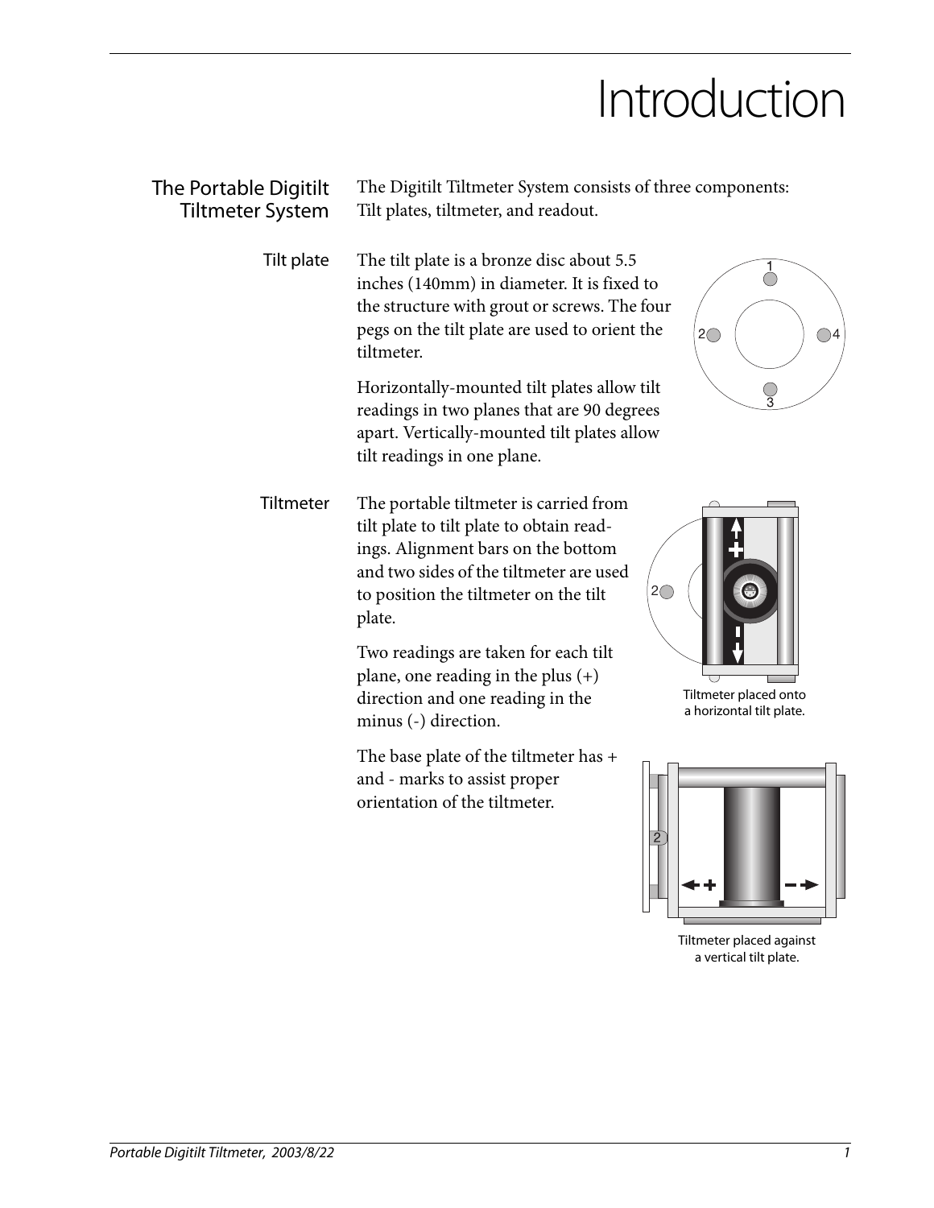# Introduction

## The Portable Digitilt Tiltmeter System

The Digitilt Tiltmeter System consists of three components: Tilt plates, tiltmeter, and readout.

### Tilt plate

The tilt plate is a bronze disc about 5.5 inches (140mm) in diameter. It is fixed to the structure with grout or screws. The four pegs on the tilt plate are used to orient the tiltmeter.

Horizontally-mounted tilt plates allow tilt readings in two planes that are 90 degrees apart. Vertically-mounted tilt plates allow tilt readings in one plane.

### Tiltmeter

The portable tiltmeter is carried from tilt plate to tilt plate to obtain readings. Alignment bars on the bottom and two sides of the tiltmeter are used to position the tiltmeter on the tilt plate.

Two readings are taken for each tilt plane, one reading in the plus (+) direction and one reading in the minus (-) direction.

The base plate of the tiltmeter has + and - marks to assist proper orientation of the tiltmeter.

Tiltmeter placed onto a horizontal tilt plate.

Tiltmeter placed against a vertical tilt plate.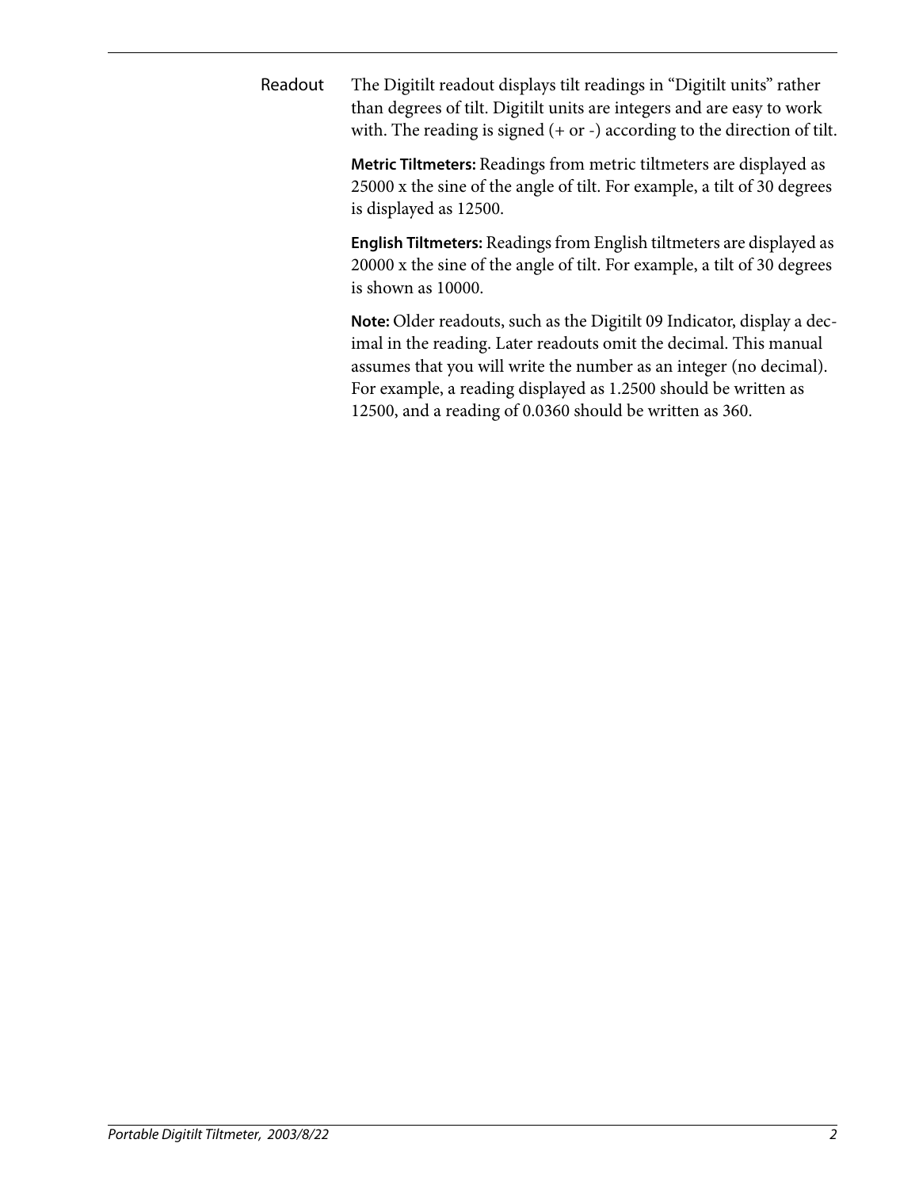## Readout

The Digitilt readout displays tilt readings in "Digitilt units" rather than degrees of tilt. Digitilt units are integers and are easy to work with. The reading is signed (+ or -) according to the direction of tilt.

**Metric Tiltmeters:** Readings from metric tiltmeters are displayed as 25000 x the sine of the angle of tilt. For example, a tilt of 30 degrees is displayed as 12500.

**English Tiltmeters:** Readings from English tiltmeters are displayed as 20000 x the sine of the angle of tilt. For example, a tilt of 30 degrees is shown as 10000.

**Note:** Older readouts, such as the Digitilt 09 Indicator, display a decimal in the reading. Later readouts omit the decimal. This manual assumes that you will write the number as an integer (no decimal). For example, a reading displayed as 1.2500 should be written as 12500, and a reading of 0.0360 should be written as 360.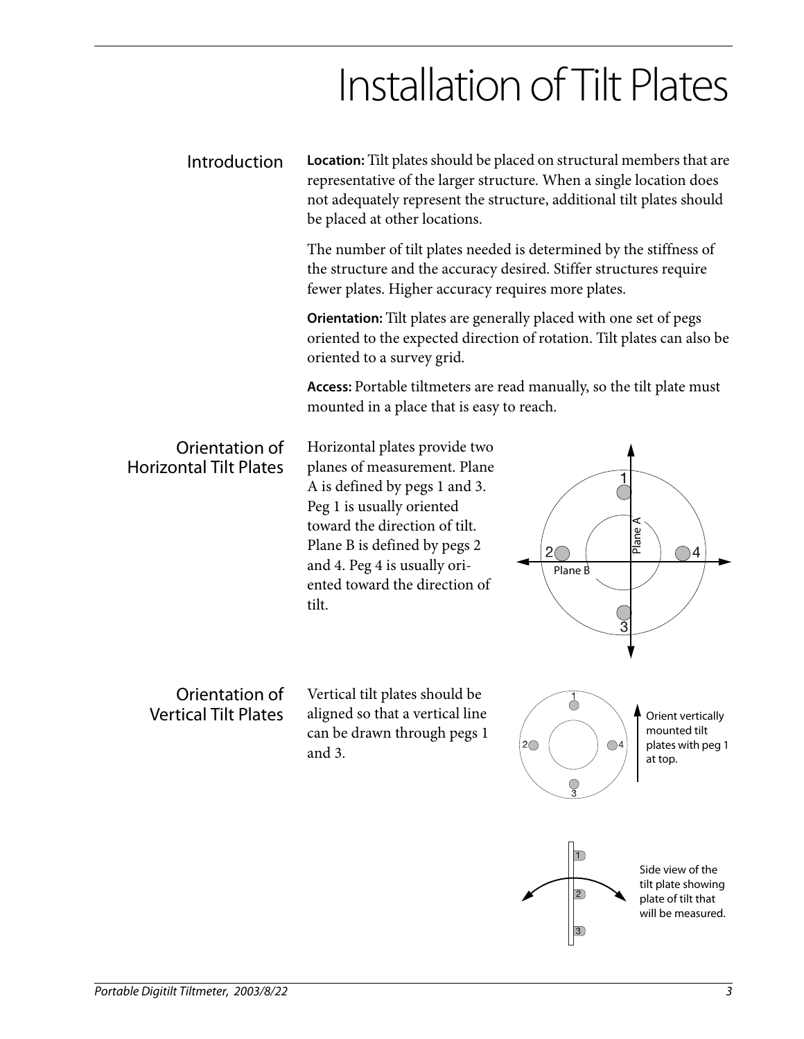# Installation of Tilt Plates

## Introduction

**Location:** Tilt plates should be placed on structural members that are representative of the larger structure. When a single location does not adequately represent the structure, additional tilt plates should be placed at other locations.

The number of tilt plates needed is determined by the stiffness of the structure and the accuracy desired. Stiffer structures require fewer plates. Higher accuracy requires more plates.

**Orientation:** Tilt plates are generally placed with one set of pegs oriented to the expected direction of rotation. Tilt plates can also be oriented to a survey grid.

**Access:** Portable tiltmeters are read manually, so the tilt plate must mounted in a place that is easy to reach.

## Orientation of Horizontal Tilt Plates

Horizontal plates provide two planes of measurement. Plane A is defined by pegs 1 and 3. Peg 1 is usually oriented toward the direction of tilt. Plane B is defined by pegs 2 and 4. Peg 4 is usually oriented toward the direction of tilt.

## Orientation of Vertical Tilt Plates

Vertical tilt plates should be aligned so that a vertical line can be drawn through pegs 1 and 3.

Orient vertically mounted tilt plates with peg 1 at top.

Side view of the tilt plate showing plate of tilt that will be measured.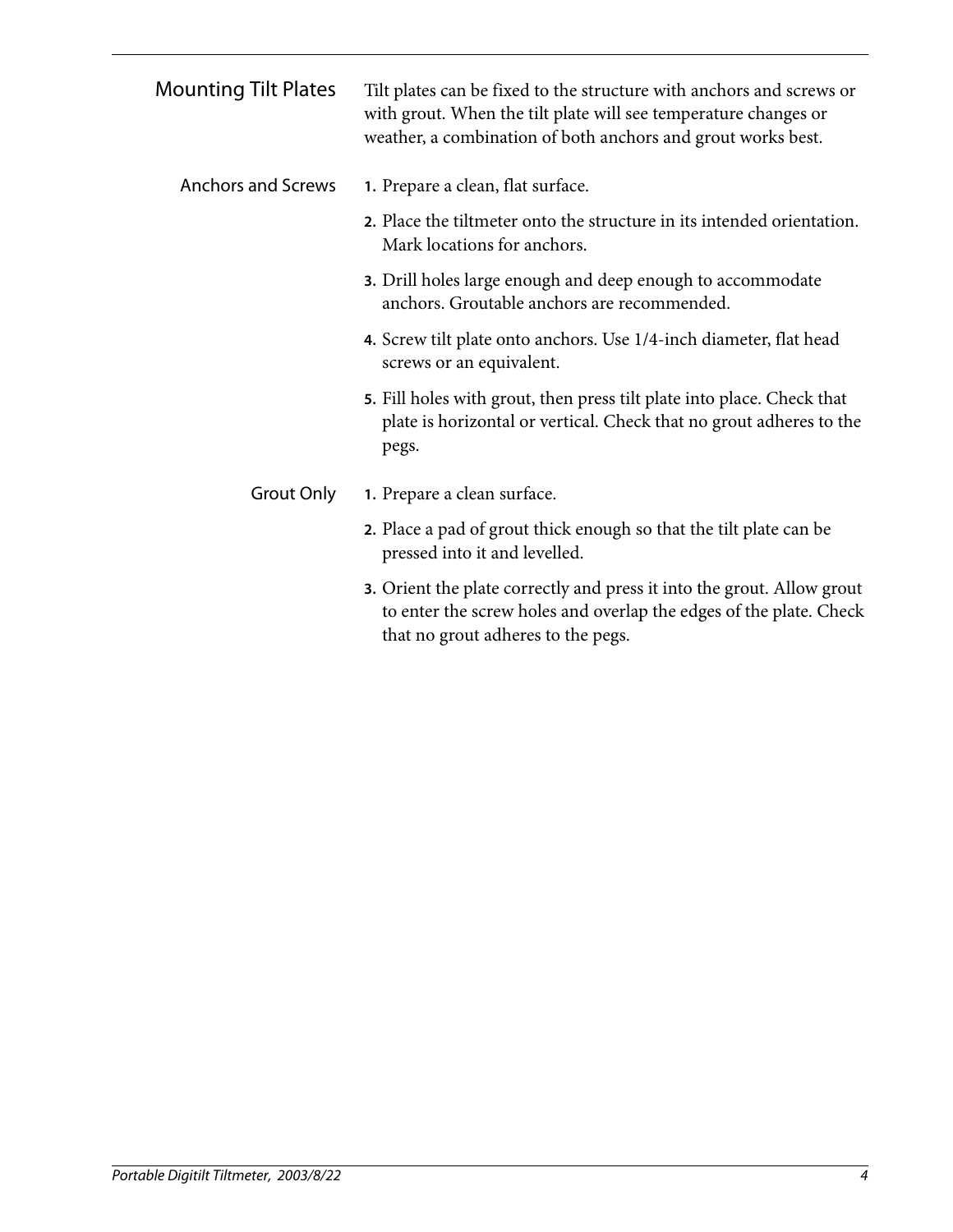## Mounting Tilt Plates

Tilt plates can be fixed to the structure with anchors and screws or with grout. When the tilt plate will see temperature changes or weather, a combination of both anchors and grout works best.

### Anchors and Screws

1. Prepare a clean, flat surface.
2. Place the tiltmeter onto the structure in its intended orientation. Mark locations for anchors.
3. Drill holes large enough and deep enough to accommodate anchors. Groutable anchors are recommended.
4. Screw tilt plate onto anchors. Use 1/4-inch diameter, flat head screws or an equivalent.
5. Fill holes with grout, then press tilt plate into place. Check that plate is horizontal or vertical. Check that no grout adheres to the pegs.

### Grout Only

1. Prepare a clean surface.
2. Place a pad of grout thick enough so that the tilt plate can be pressed into it and levelled.
3. Orient the plate correctly and press it into the grout. Allow grout to enter the screw holes and overlap the edges of the plate. Check that no grout adheres to the pegs.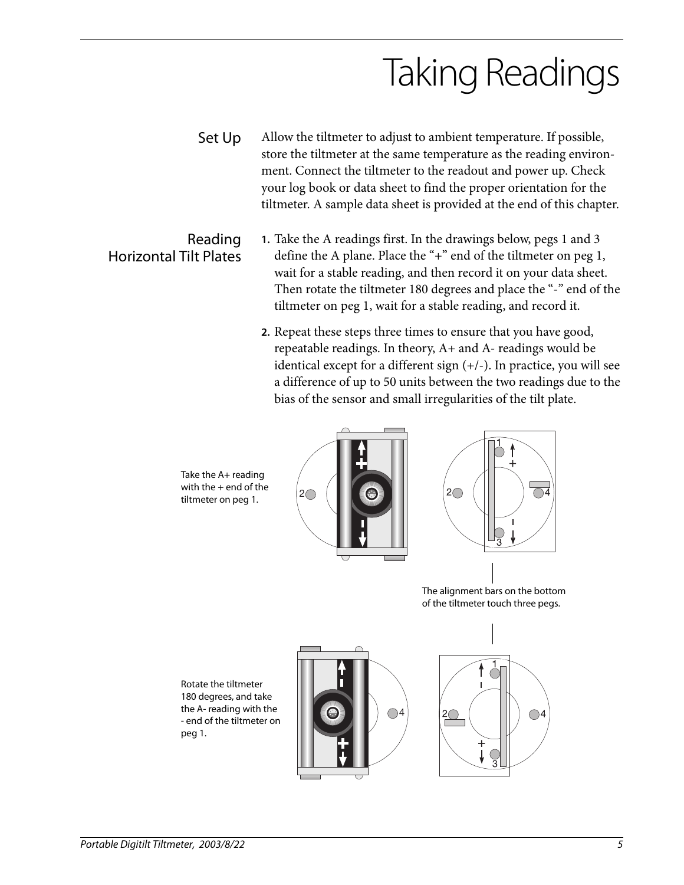# Taking Readings

## Set Up

Allow the tiltmeter to adjust to ambient temperature. If possible, store the tiltmeter at the same temperature as the reading environment. Connect the tiltmeter to the readout and power up. Check your log book or data sheet to find the proper orientation for the tiltmeter. A sample data sheet is provided at the end of this chapter.

## Reading Horizontal Tilt Plates

1. Take the A readings first. In the drawings below, pegs 1 and 3 define the A plane. Place the "+" end of the tiltmeter on peg 1, wait for a stable reading, and then record it on your data sheet. Then rotate the tiltmeter 180 degrees and place the "-" end of the tiltmeter on peg 1, wait for a stable reading, and record it.
2. Repeat these steps three times to ensure that you have good, repeatable readings. In theory, A+ and A- readings would be identical except for a different sign (+/-). In practice, you will see a difference of up to 50 units between the two readings due to the bias of the sensor and small irregularities of the tilt plate.

Take the A+ reading with the + end of the tiltmeter on peg 1.

The alignment bars on the bottom of the tiltmeter touch three pegs.

Rotate the tiltmeter 180 degrees, and take the A- reading with the - end of the tiltmeter on peg 1.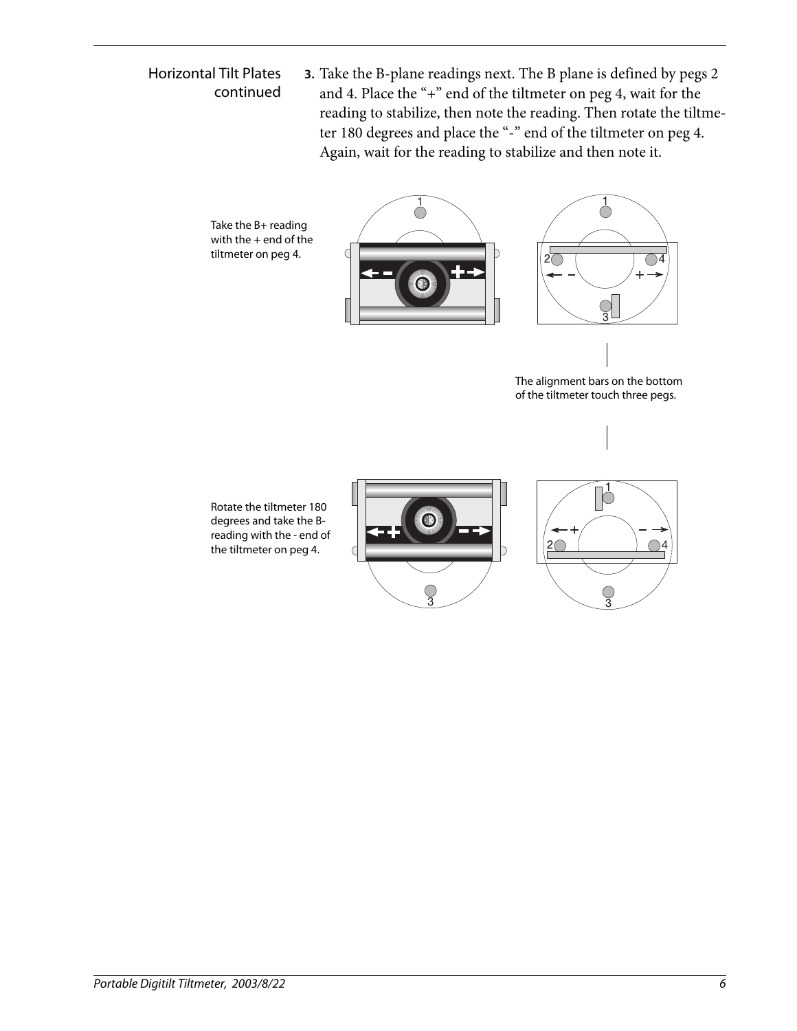## Horizontal Tilt Plates continued

3. Take the B-plane readings next. The B plane is defined by pegs 2 and 4. Place the "+" end of the tiltmeter on peg 4, wait for the reading to stabilize, then note the reading. Then rotate the tiltmeter 180 degrees and place the "-" end of the tiltmeter on peg 4. Again, wait for the reading to stabilize and then note it.

Take the B+ reading with the + end of the tiltmeter on peg 4.

The alignment bars on the bottom of the tiltmeter touch three pegs.

Rotate the tiltmeter 180 degrees and take the B- reading with the - end of the tiltmeter on peg 4.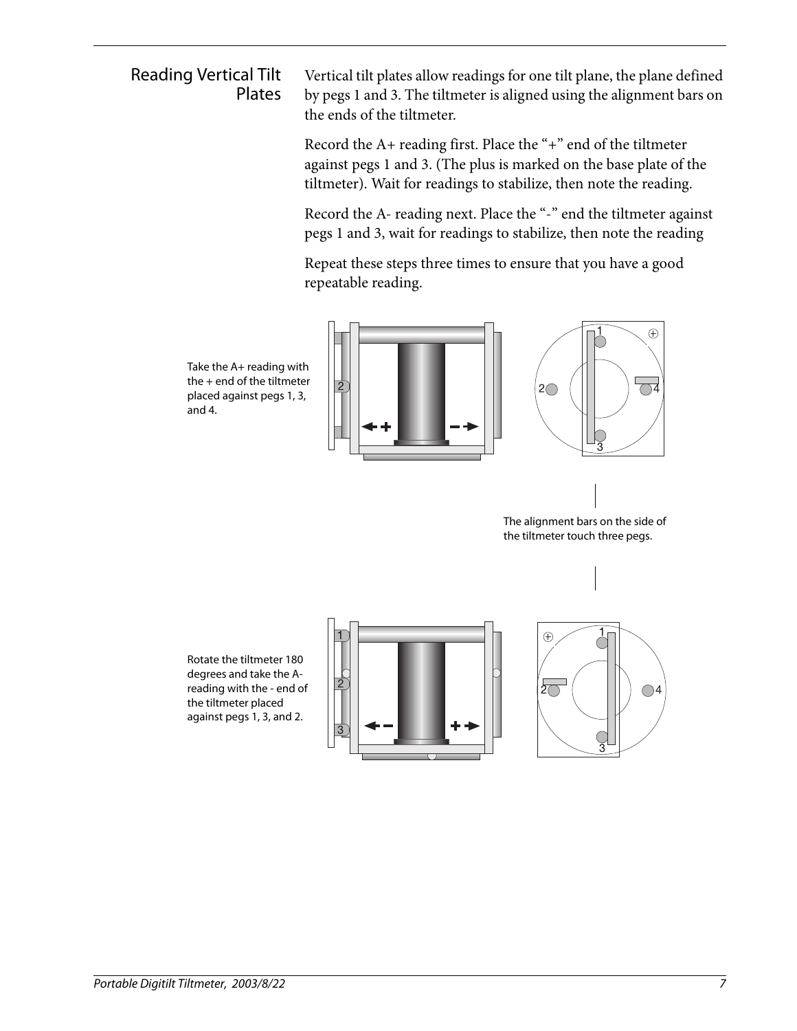## Reading Vertical Tilt Plates

Vertical tilt plates allow readings for one tilt plane, the plane defined by pegs 1 and 3. The tiltmeter is aligned using the alignment bars on the ends of the tiltmeter.

Record the A+ reading first. Place the "+" end of the tiltmeter against pegs 1 and 3. (The plus is marked on the base plate of the tiltmeter). Wait for readings to stabilize, then note the reading.

Record the A- reading next. Place the "-" end the tiltmeter against pegs 1 and 3, wait for readings to stabilize, then note the reading

Repeat these steps three times to ensure that you have a good repeatable reading.

Take the A+ reading with the + end of the tiltmeter placed against pegs 1, 3, and 4.

The alignment bars on the side of the tiltmeter touch three pegs.

Rotate the tiltmeter 180 degrees and take the A- reading with the - end of the tiltmeter placed against pegs 1, 3, and 2.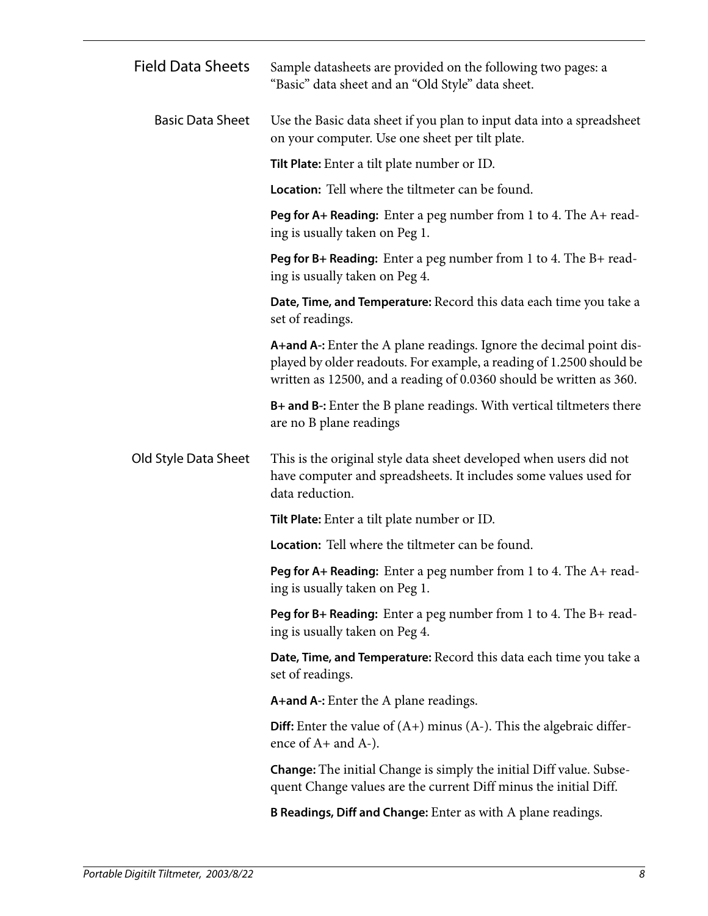## Field Data Sheets

Sample datasheets are provided on the following two pages: a "Basic" data sheet and an "Old Style" data sheet.

### Basic Data Sheet

Use the Basic data sheet if you plan to input data into a spreadsheet on your computer. Use one sheet per tilt plate.

**Tilt Plate:** Enter a tilt plate number or ID.

**Location:** Tell where the tiltmeter can be found.

**Peg for A+ Reading:** Enter a peg number from 1 to 4. The A+ reading is usually taken on Peg 1.

**Peg for B+ Reading:** Enter a peg number from 1 to 4. The B+ reading is usually taken on Peg 4.

**Date, Time, and Temperature:** Record this data each time you take a set of readings.

**A+and A-:** Enter the A plane readings. Ignore the decimal point displayed by older readouts. For example, a reading of 1.2500 should be written as 12500, and a reading of 0.0360 should be written as 360.

**B+ and B-:** Enter the B plane readings. With vertical tiltmeters there are no B plane readings

### Old Style Data Sheet

This is the original style data sheet developed when users did not have computer and spreadsheets. It includes some values used for data reduction.

**Tilt Plate:** Enter a tilt plate number or ID.

**Location:** Tell where the tiltmeter can be found.

**Peg for A+ Reading:** Enter a peg number from 1 to 4. The A+ reading is usually taken on Peg 1.

**Peg for B+ Reading:** Enter a peg number from 1 to 4. The B+ reading is usually taken on Peg 4.

**Date, Time, and Temperature:** Record this data each time you take a set of readings.

**A+and A-:** Enter the A plane readings.

**Diff:** Enter the value of (A+) minus (A-). This the algebraic difference of A+ and A-).

**Change:** The initial Change is simply the initial Diff value. Subsequent Change values are the current Diff minus the initial Diff.

**B Readings, Diff and Change:** Enter as with A plane readings.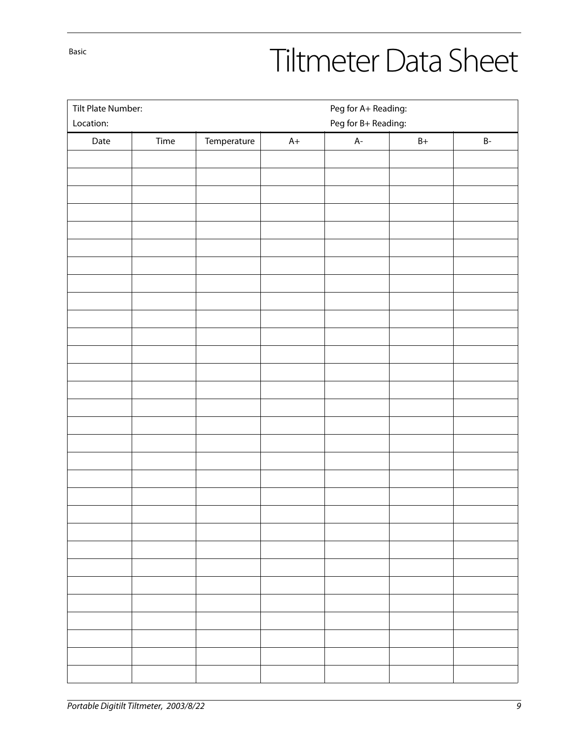Basic

# Tiltmeter Data Sheet

Tilt Plate Number: Peg for A+ Reading:

Location: Peg for B+ Reading:

| Date | Time | Temperature | A+ | A- | B+ | B- |
|---|---|---|---|---|---|---|
| | | | | | | |
| | | | | | | |
| | | | | | | |
| | | | | | | |
| | | | | | | |
| | | | | | | |
| | | | | | | |
| | | | | | | |
| | | | | | | |
| | | | | | | |
| | | | | | | |
| | | | | | | |
| | | | | | | |
| | | | | | | |
| | | | | | | |
| | | | | | | |
| | | | | | | |
| | | | | | | |
| | | | | | | |
| | | | | | | |
| | | | | | | |
| | | | | | | |
| | | | | | | |
| | | | | | | |
| | | | | | | |
| | | | | | | |
| | | | | | | |
| | | | | | | |
| | | | | | | |
| | | | | | | |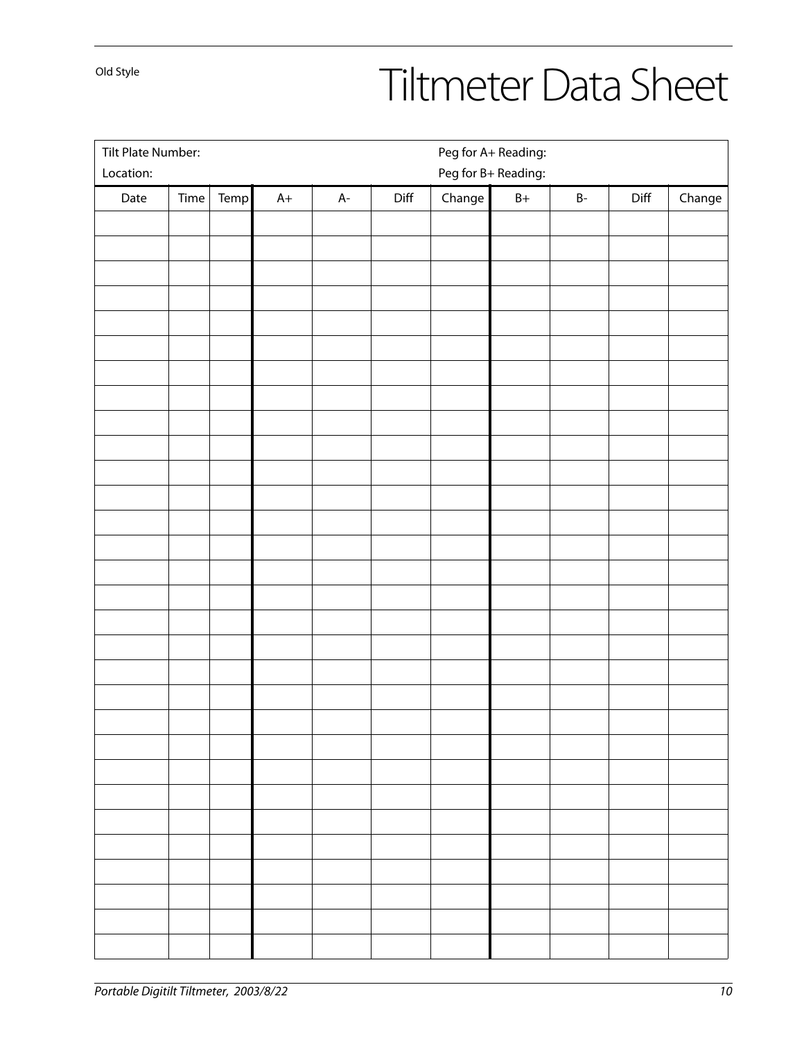Old Style

# Tiltmeter Data Sheet

Tilt Plate Number:

Location:

Peg for A+ Reading:

Peg for B+ Reading:

| Date | Time | Temp | A+ | A- | Diff | Change | B+ | B- | Diff | Change |
|---|---|---|---|---|---|---|---|---|---|---|
| | | | | | | | | | | |
| | | | | | | | | | | |
| | | | | | | | | | | |
| | | | | | | | | | | |
| | | | | | | | | | | |
| | | | | | | | | | | |
| | | | | | | | | | | |
| | | | | | | | | | | |
| | | | | | | | | | | |
| | | | | | | | | | | |
| | | | | | | | | | | |
| | | | | | | | | | | |
| | | | | | | | | | | |
| | | | | | | | | | | |
| | | | | | | | | | | |
| | | | | | | | | | | |
| | | | | | | | | | | |
| | | | | | | | | | | |
| | | | | | | | | | | |
| | | | | | | | | | | |
| | | | | | | | | | | |
| | | | | | | | | | | |
| | | | | | | | | | | |
| | | | | | | | | | | |
| | | | | | | | | | | |
| | | | | | | | | | | |
| | | | | | | | | | | |
| | | | | | | | | | | |
| | | | | | | | | | | |
| | | | | | | | | | | |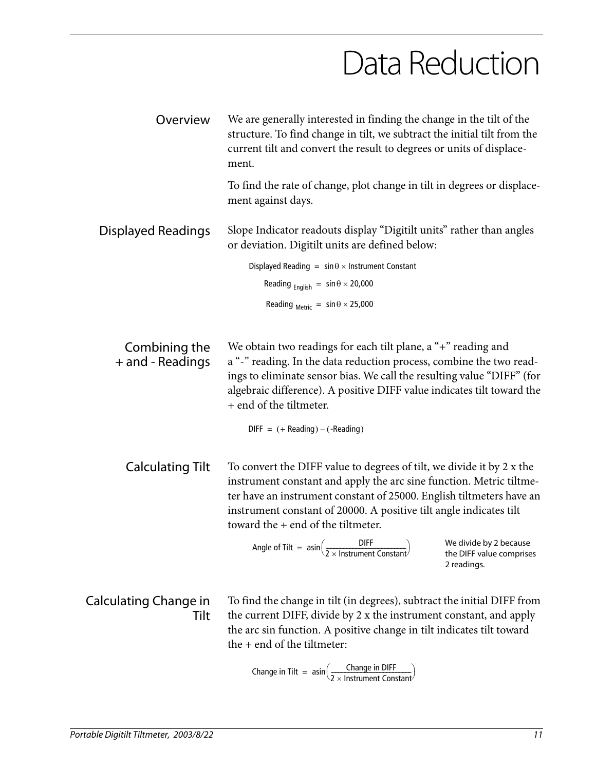# Data Reduction

## Overview

We are generally interested in finding the change in the tilt of the structure. To find change in tilt, we subtract the initial tilt from the current tilt and convert the result to degrees or units of displacement.

To find the rate of change, plot change in tilt in degrees or displacement against days.

## Displayed Readings

Slope Indicator readouts display "Digitilt units" rather than angles or deviation. Digitilt units are defined below:

$$\text{Displayed Reading} = \sin\theta \times \text{Instrument Constant}$$

$$\text{Reading}_{\text{English}} = \sin\theta \times 20{,}000$$

$$\text{Reading}_{\text{Metric}} = \sin\theta \times 25{,}000$$

## Combining the + and - Readings

We obtain two readings for each tilt plane, a "+" reading and a "-" reading. In the data reduction process, combine the two readings to eliminate sensor bias. We call the resulting value "DIFF" (for algebraic difference). A positive DIFF value indicates tilt toward the + end of the tiltmeter.

$$\text{DIFF} = (+\text{Reading}) - (-\text{Reading})$$

## Calculating Tilt

To convert the DIFF value to degrees of tilt, we divide it by 2 x the instrument constant and apply the arc sine function. Metric tiltmeter have an instrument constant of 25000. English tiltmeters have an instrument constant of 20000. A positive tilt angle indicates tilt toward the + end of the tiltmeter.

$$\text{Angle of Tilt} = \text{asin}\left(\frac{\text{DIFF}}{2 \times \text{Instrument Constant}}\right)$$

We divide by 2 because the DIFF value comprises 2 readings.

## Calculating Change in Tilt

To find the change in tilt (in degrees), subtract the initial DIFF from the current DIFF, divide by 2 x the instrument constant, and apply the arc sin function. A positive change in tilt indicates tilt toward the + end of the tiltmeter:

$$\text{Change in Tilt} = \text{asin}\left(\frac{\text{Change in DIFF}}{2 \times \text{Instrument Constant}}\right)$$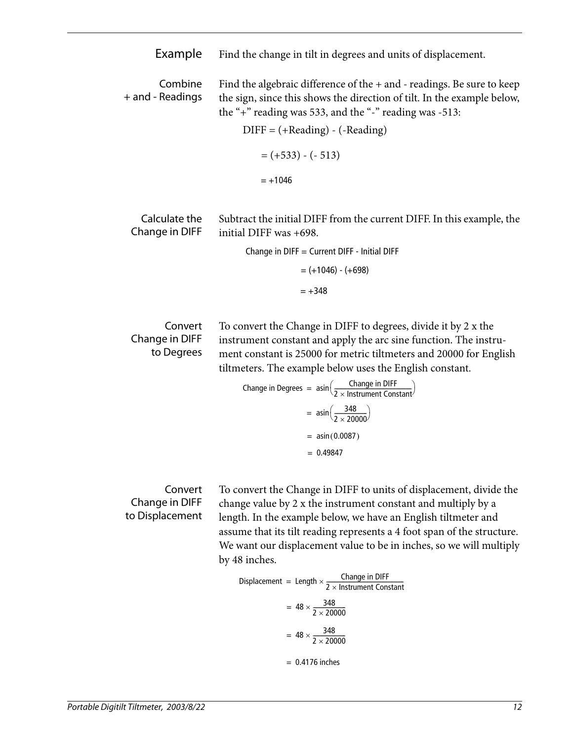## Example

Find the change in tilt in degrees and units of displacement.

### Combine + and - Readings

Find the algebraic difference of the + and - readings. Be sure to keep the sign, since this shows the direction of tilt. In the example below, the "+" reading was 533, and the "-" reading was -513:

DIFF = (+Reading) - (-Reading)

= (+533) - (- 513)

= +1046

### Calculate the Change in DIFF

Subtract the initial DIFF from the current DIFF. In this example, the initial DIFF was +698.

Change in DIFF = Current DIFF - Initial DIFF

= (+1046) - (+698)

= +348

### Convert Change in DIFF to Degrees

To convert the Change in DIFF to degrees, divide it by 2 x the instrument constant and apply the arc sine function. The instrument constant is 25000 for metric tiltmeters and 20000 for English tiltmeters. The example below uses the English constant.

$$\text{Change in Degrees} = \operatorname{asin}\left(\frac{\text{Change in DIFF}}{2 \times \text{Instrument Constant}}\right)$$

$$= \operatorname{asin}\left(\frac{348}{2 \times 20000}\right)$$

$$= \operatorname{asin}(0.0087)$$

$$= 0.49847$$

### Convert Change in DIFF to Displacement

To convert the Change in DIFF to units of displacement, divide the change value by 2 x the instrument constant and multiply by a length. In the example below, we have an English tiltmeter and assume that its tilt reading represents a 4 foot span of the structure. We want our displacement value to be in inches, so we will multiply by 48 inches.

$$\text{Displacement} = \text{Length} \times \frac{\text{Change in DIFF}}{2 \times \text{Instrument Constant}}$$

$$= 48 \times \frac{348}{2 \times 20000}$$

$$= 48 \times \frac{348}{2 \times 20000}$$

$$= 0.4176 \text{ inches}$$